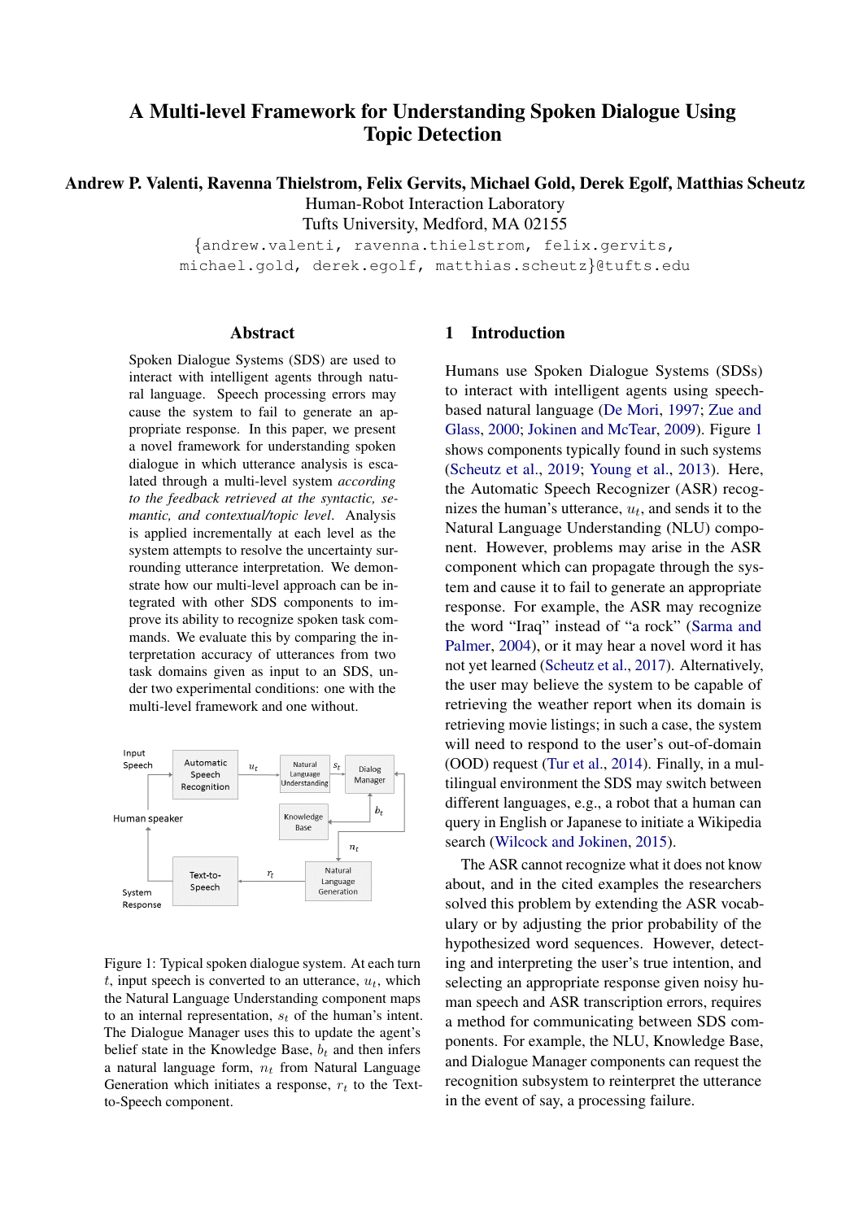# A Multi-level Framework for Understanding Spoken Dialogue Using Topic Detection

**Andrew P. Valenti, Ravenna Thielstrom, Felix Gervits, Michael Gold, Derek Egolf, Matthias Scheutz**

Human-Robot Interaction Laboratory
Tufts University, Medford, MA 02155
{andrew.valenti, ravenna.thielstrom, felix.gervits, michael.gold, derek.egolf, matthias.scheutz}@tufts.edu

## Abstract

Spoken Dialogue Systems (SDS) are used to interact with intelligent agents through natural language. Speech processing errors may cause the system to fail to generate an appropriate response. In this paper, we present a novel framework for understanding spoken dialogue in which utterance analysis is escalated through a multi-level system *according to the feedback retrieved at the syntactic, semantic, and contextual/topic level*. Analysis is applied incrementally at each level as the system attempts to resolve the uncertainty surrounding utterance interpretation. We demonstrate how our multi-level approach can be integrated with other SDS components to improve its ability to recognize spoken task commands. We evaluate this by comparing the interpretation accuracy of utterances from two task domains given as input to an SDS, under two experimental conditions: one with the multi-level framework and one without.

Figure 1: Typical spoken dialogue system. At each turn $t$, input speech is converted to an utterance, $u_t$, which the Natural Language Understanding component maps to an internal representation, $s_t$ of the human's intent. The Dialogue Manager uses this to update the agent's belief state in the Knowledge Base, $b_t$ and then infers a natural language form, $n_t$ from Natural Language Generation which initiates a response, $r_t$ to the Text-to-Speech component.

## 1 Introduction

Humans use Spoken Dialogue Systems (SDSs) to interact with intelligent agents using speech-based natural language (De Mori, 1997; Zue and Glass, 2000; Jokinen and McTear, 2009). Figure 1 shows components typically found in such systems (Scheutz et al., 2019; Young et al., 2013). Here, the Automatic Speech Recognizer (ASR) recognizes the human's utterance, $u_t$, and sends it to the Natural Language Understanding (NLU) component. However, problems may arise in the ASR component which can propagate through the system and cause it to fail to generate an appropriate response. For example, the ASR may recognize the word "Iraq" instead of "a rock" (Sarma and Palmer, 2004), or it may hear a novel word it has not yet learned (Scheutz et al., 2017). Alternatively, the user may believe the system to be capable of retrieving the weather report when its domain is retrieving movie listings; in such a case, the system will need to respond to the user's out-of-domain (OOD) request (Tur et al., 2014). Finally, in a multilingual environment the SDS may switch between different languages, e.g., a robot that a human can query in English or Japanese to initiate a Wikipedia search (Wilcock and Jokinen, 2015).

The ASR cannot recognize what it does not know about, and in the cited examples the researchers solved this problem by extending the ASR vocabulary or by adjusting the prior probability of the hypothesized word sequences. However, detecting and interpreting the user's true intention, and selecting an appropriate response given noisy human speech and ASR transcription errors, requires a method for communicating between SDS components. For example, the NLU, Knowledge Base, and Dialogue Manager components can request the recognition subsystem to reinterpret the utterance in the event of say, a processing failure.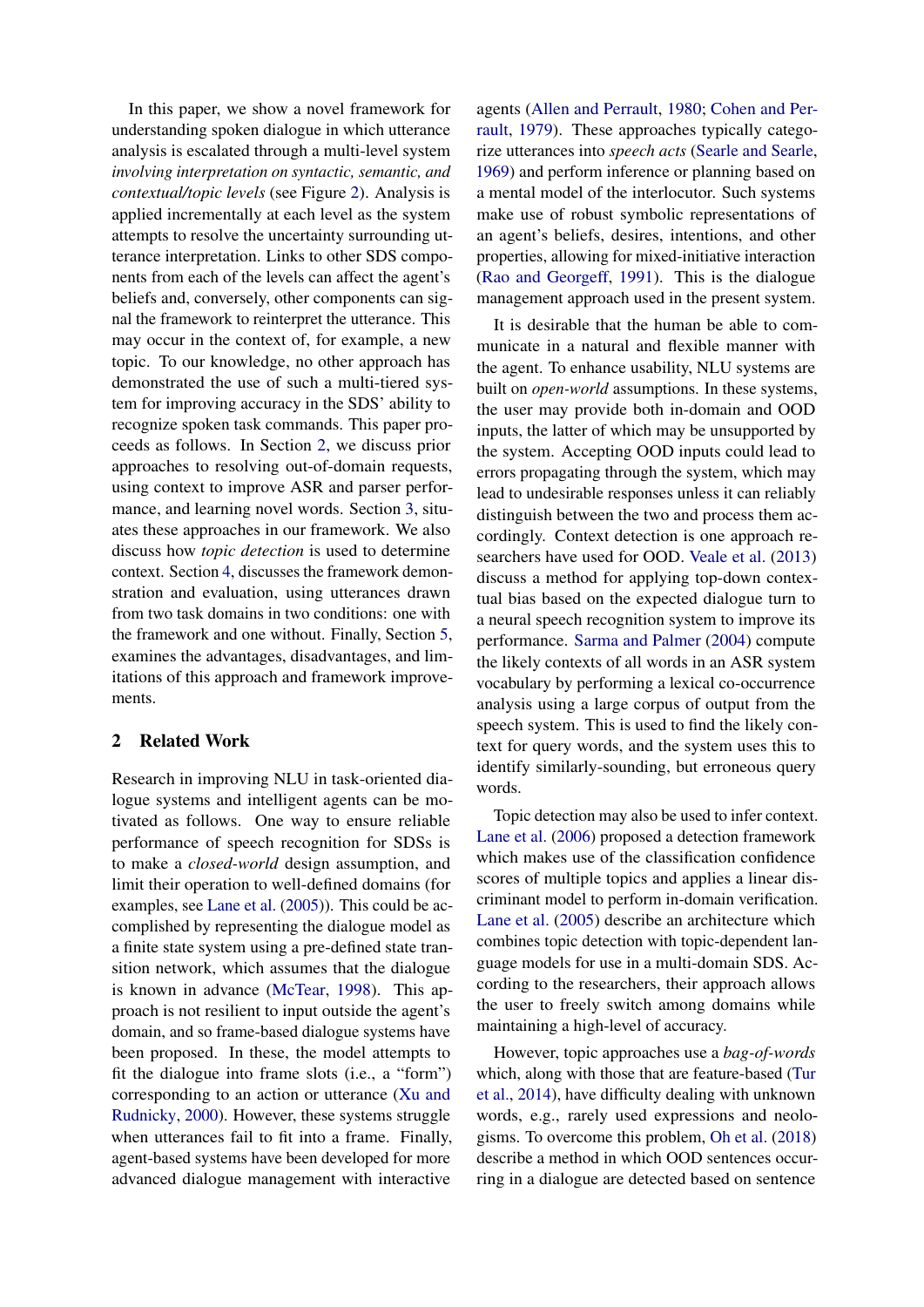In this paper, we show a novel framework for understanding spoken dialogue in which utterance analysis is escalated through a multi-level system *involving interpretation on syntactic, semantic, and contextual/topic levels* (see Figure 2). Analysis is applied incrementally at each level as the system attempts to resolve the uncertainty surrounding utterance interpretation. Links to other SDS components from each of the levels can affect the agent's beliefs and, conversely, other components can signal the framework to reinterpret the utterance. This may occur in the context of, for example, a new topic. To our knowledge, no other approach has demonstrated the use of such a multi-tiered system for improving accuracy in the SDS' ability to recognize spoken task commands. This paper proceeds as follows. In Section 2, we discuss prior approaches to resolving out-of-domain requests, using context to improve ASR and parser performance, and learning novel words. Section 3, situates these approaches in our framework. We also discuss how *topic detection* is used to determine context. Section 4, discusses the framework demonstration and evaluation, using utterances drawn from two task domains in two conditions: one with the framework and one without. Finally, Section 5, examines the advantages, disadvantages, and limitations of this approach and framework improvements.

## 2 Related Work

Research in improving NLU in task-oriented dialogue systems and intelligent agents can be motivated as follows. One way to ensure reliable performance of speech recognition for SDSs is to make a *closed-world* design assumption, and limit their operation to well-defined domains (for examples, see Lane et al. (2005)). This could be accomplished by representing the dialogue model as a finite state system using a pre-defined state transition network, which assumes that the dialogue is known in advance (McTear, 1998). This approach is not resilient to input outside the agent's domain, and so frame-based dialogue systems have been proposed. In these, the model attempts to fit the dialogue into frame slots (i.e., a "form") corresponding to an action or utterance (Xu and Rudnicky, 2000). However, these systems struggle when utterances fail to fit into a frame. Finally, agent-based systems have been developed for more advanced dialogue management with interactive agents (Allen and Perrault, 1980; Cohen and Perrault, 1979). These approaches typically categorize utterances into *speech acts* (Searle and Searle, 1969) and perform inference or planning based on a mental model of the interlocutor. Such systems make use of robust symbolic representations of an agent's beliefs, desires, intentions, and other properties, allowing for mixed-initiative interaction (Rao and Georgeff, 1991). This is the dialogue management approach used in the present system.

It is desirable that the human be able to communicate in a natural and flexible manner with the agent. To enhance usability, NLU systems are built on *open-world* assumptions. In these systems, the user may provide both in-domain and OOD inputs, the latter of which may be unsupported by the system. Accepting OOD inputs could lead to errors propagating through the system, which may lead to undesirable responses unless it can reliably distinguish between the two and process them accordingly. Context detection is one approach researchers have used for OOD. Veale et al. (2013) discuss a method for applying top-down contextual bias based on the expected dialogue turn to a neural speech recognition system to improve its performance. Sarma and Palmer (2004) compute the likely contexts of all words in an ASR system vocabulary by performing a lexical co-occurrence analysis using a large corpus of output from the speech system. This is used to find the likely context for query words, and the system uses this to identify similarly-sounding, but erroneous query words.

Topic detection may also be used to infer context. Lane et al. (2006) proposed a detection framework which makes use of the classification confidence scores of multiple topics and applies a linear discriminant model to perform in-domain verification. Lane et al. (2005) describe an architecture which combines topic detection with topic-dependent language models for use in a multi-domain SDS. According to the researchers, their approach allows the user to freely switch among domains while maintaining a high-level of accuracy.

However, topic approaches use a *bag-of-words* which, along with those that are feature-based (Tur et al., 2014), have difficulty dealing with unknown words, e.g., rarely used expressions and neologisms. To overcome this problem, Oh et al. (2018) describe a method in which OOD sentences occurring in a dialogue are detected based on sentence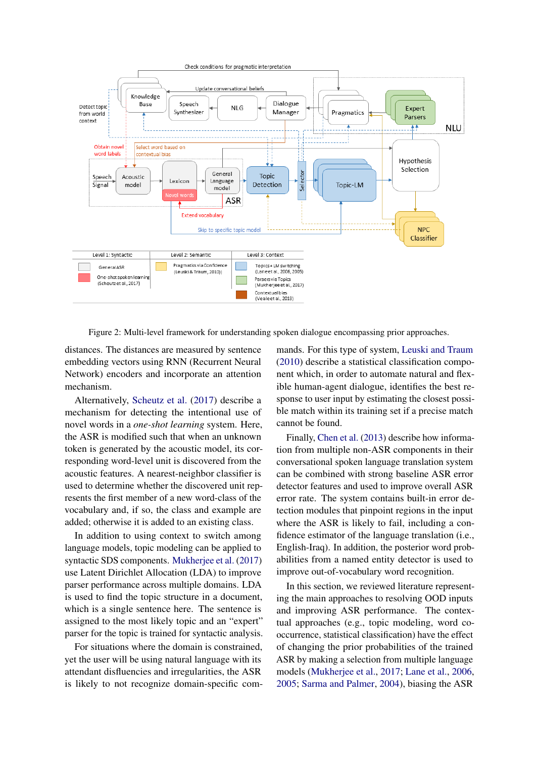Figure 2: Multi-level framework for understanding spoken dialogue encompassing prior approaches.

distances. The distances are measured by sentence embedding vectors using RNN (Recurrent Neural Network) encoders and incorporate an attention mechanism.

Alternatively, Scheutz et al. (2017) describe a mechanism for detecting the intentional use of novel words in a *one-shot learning* system. Here, the ASR is modified such that when an unknown token is generated by the acoustic model, its corresponding word-level unit is discovered from the acoustic features. A nearest-neighbor classifier is used to determine whether the discovered unit represents the first member of a new word-class of the vocabulary and, if so, the class and example are added; otherwise it is added to an existing class.

In addition to using context to switch among language models, topic modeling can be applied to syntactic SDS components. Mukherjee et al. (2017) use Latent Dirichlet Allocation (LDA) to improve parser performance across multiple domains. LDA is used to find the topic structure in a document, which is a single sentence here. The sentence is assigned to the most likely topic and an "expert" parser for the topic is trained for syntactic analysis.

For situations where the domain is constrained, yet the user will be using natural language with its attendant disfluencies and irregularities, the ASR is likely to not recognize domain-specific commands. For this type of system, Leuski and Traum (2010) describe a statistical classification component which, in order to automate natural and flexible human-agent dialogue, identifies the best response to user input by estimating the closest possible match within its training set if a precise match cannot be found.

Finally, Chen et al. (2013) describe how information from multiple non-ASR components in their conversational spoken language translation system can be combined with strong baseline ASR error detector features and used to improve overall ASR error rate. The system contains built-in error detection modules that pinpoint regions in the input where the ASR is likely to fail, including a confidence estimator of the language translation (i.e., English-Iraq). In addition, the posterior word probabilities from a named entity detector is used to improve out-of-vocabulary word recognition.

In this section, we reviewed literature representing the main approaches to resolving OOD inputs and improving ASR performance. The contextual approaches (e.g., topic modeling, word co-occurrence, statistical classification) have the effect of changing the prior probabilities of the trained ASR by making a selection from multiple language models (Mukherjee et al., 2017; Lane et al., 2006, 2005; Sarma and Palmer, 2004), biasing the ASR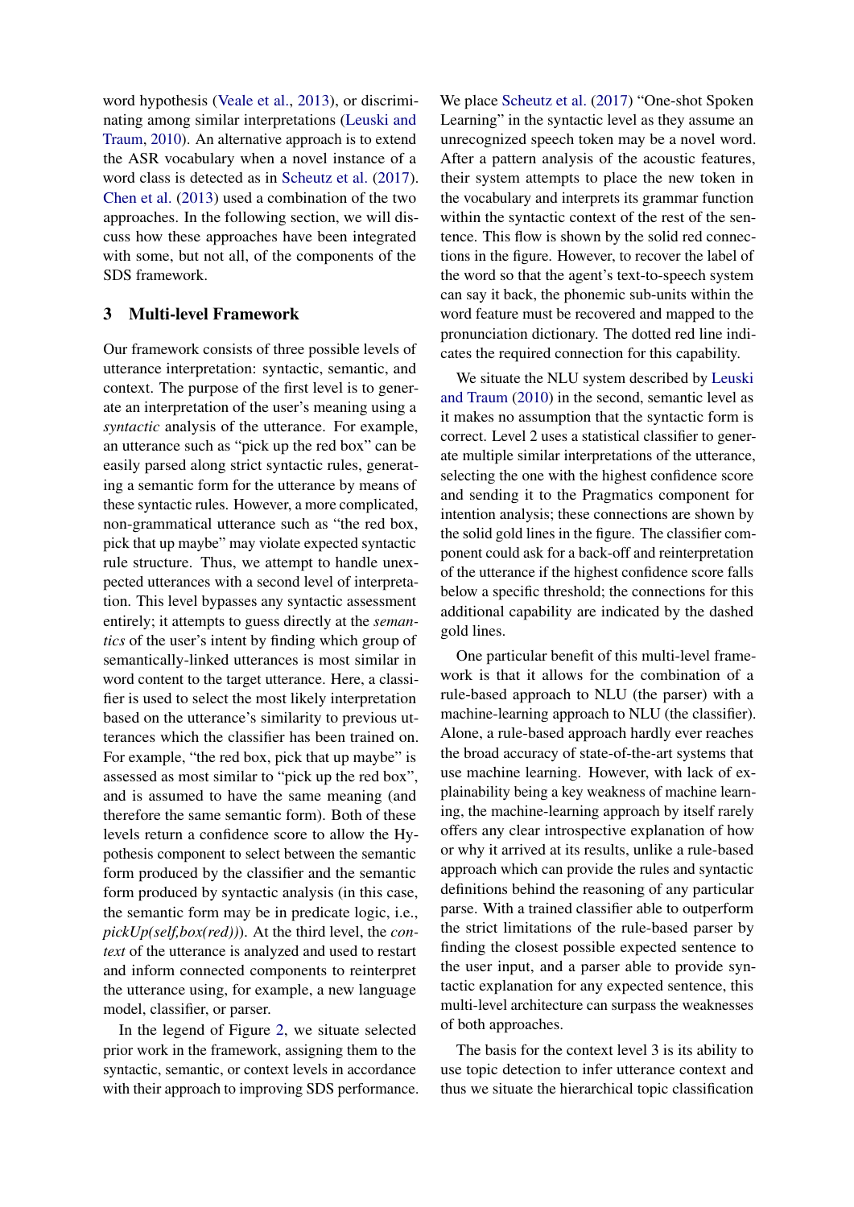word hypothesis (Veale et al., 2013), or discriminating among similar interpretations (Leuski and Traum, 2010). An alternative approach is to extend the ASR vocabulary when a novel instance of a word class is detected as in Scheutz et al. (2017). Chen et al. (2013) used a combination of the two approaches. In the following section, we will discuss how these approaches have been integrated with some, but not all, of the components of the SDS framework.

## 3 Multi-level Framework

Our framework consists of three possible levels of utterance interpretation: syntactic, semantic, and context. The purpose of the first level is to generate an interpretation of the user's meaning using a *syntactic* analysis of the utterance. For example, an utterance such as "pick up the red box" can be easily parsed along strict syntactic rules, generating a semantic form for the utterance by means of these syntactic rules. However, a more complicated, non-grammatical utterance such as "the red box, pick that up maybe" may violate expected syntactic rule structure. Thus, we attempt to handle unexpected utterances with a second level of interpretation. This level bypasses any syntactic assessment entirely; it attempts to guess directly at the *semantics* of the user's intent by finding which group of semantically-linked utterances is most similar in word content to the target utterance. Here, a classifier is used to select the most likely interpretation based on the utterance's similarity to previous utterances which the classifier has been trained on. For example, "the red box, pick that up maybe" is assessed as most similar to "pick up the red box", and is assumed to have the same meaning (and therefore the same semantic form). Both of these levels return a confidence score to allow the Hypothesis component to select between the semantic form produced by the classifier and the semantic form produced by syntactic analysis (in this case, the semantic form may be in predicate logic, i.e., *pickUp(self,box(red))*). At the third level, the *context* of the utterance is analyzed and used to restart and inform connected components to reinterpret the utterance using, for example, a new language model, classifier, or parser.

In the legend of Figure 2, we situate selected prior work in the framework, assigning them to the syntactic, semantic, or context levels in accordance with their approach to improving SDS performance. We place Scheutz et al. (2017) "One-shot Spoken Learning" in the syntactic level as they assume an unrecognized speech token may be a novel word. After a pattern analysis of the acoustic features, their system attempts to place the new token in the vocabulary and interprets its grammar function within the syntactic context of the rest of the sentence. This flow is shown by the solid red connections in the figure. However, to recover the label of the word so that the agent's text-to-speech system can say it back, the phonemic sub-units within the word feature must be recovered and mapped to the pronunciation dictionary. The dotted red line indicates the required connection for this capability.

We situate the NLU system described by Leuski and Traum (2010) in the second, semantic level as it makes no assumption that the syntactic form is correct. Level 2 uses a statistical classifier to generate multiple similar interpretations of the utterance, selecting the one with the highest confidence score and sending it to the Pragmatics component for intention analysis; these connections are shown by the solid gold lines in the figure. The classifier component could ask for a back-off and reinterpretation of the utterance if the highest confidence score falls below a specific threshold; the connections for this additional capability are indicated by the dashed gold lines.

One particular benefit of this multi-level framework is that it allows for the combination of a rule-based approach to NLU (the parser) with a machine-learning approach to NLU (the classifier). Alone, a rule-based approach hardly ever reaches the broad accuracy of state-of-the-art systems that use machine learning. However, with lack of explainability being a key weakness of machine learning, the machine-learning approach by itself rarely offers any clear introspective explanation of how or why it arrived at its results, unlike a rule-based approach which can provide the rules and syntactic definitions behind the reasoning of any particular parse. With a trained classifier able to outperform the strict limitations of the rule-based parser by finding the closest possible expected sentence to the user input, and a parser able to provide syntactic explanation for any expected sentence, this multi-level architecture can surpass the weaknesses of both approaches.

The basis for the context level 3 is its ability to use topic detection to infer utterance context and thus we situate the hierarchical topic classification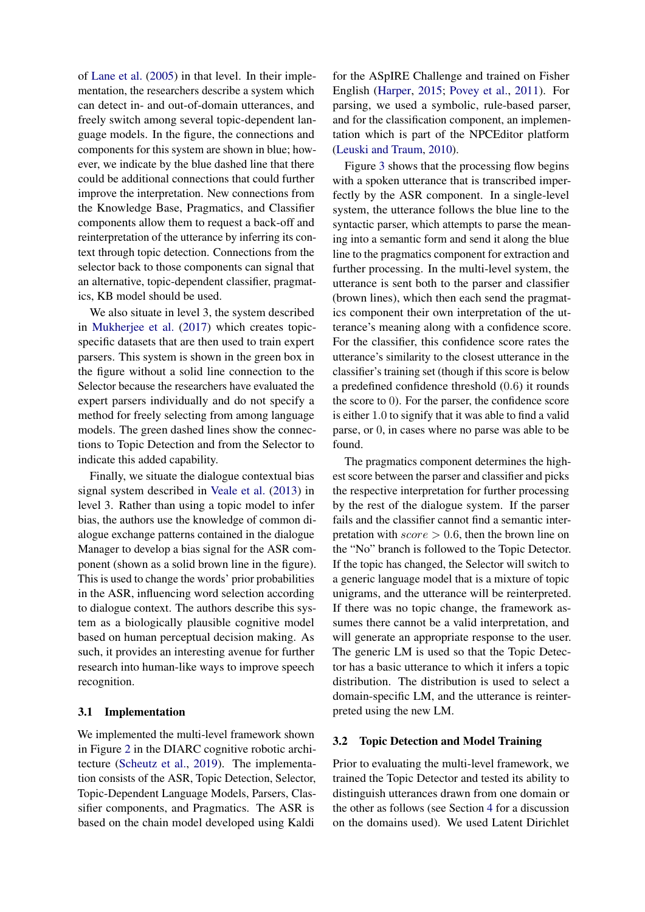of Lane et al. (2005) in that level. In their implementation, the researchers describe a system which can detect in- and out-of-domain utterances, and freely switch among several topic-dependent language models. In the figure, the connections and components for this system are shown in blue; however, we indicate by the blue dashed line that there could be additional connections that could further improve the interpretation. New connections from the Knowledge Base, Pragmatics, and Classifier components allow them to request a back-off and reinterpretation of the utterance by inferring its context through topic detection. Connections from the selector back to those components can signal that an alternative, topic-dependent classifier, pragmatics, KB model should be used.

We also situate in level 3, the system described in Mukherjee et al. (2017) which creates topic-specific datasets that are then used to train expert parsers. This system is shown in the green box in the figure without a solid line connection to the Selector because the researchers have evaluated the expert parsers individually and do not specify a method for freely selecting from among language models. The green dashed lines show the connections to Topic Detection and from the Selector to indicate this added capability.

Finally, we situate the dialogue contextual bias signal system described in Veale et al. (2013) in level 3. Rather than using a topic model to infer bias, the authors use the knowledge of common dialogue exchange patterns contained in the dialogue Manager to develop a bias signal for the ASR component (shown as a solid brown line in the figure). This is used to change the words' prior probabilities in the ASR, influencing word selection according to dialogue context. The authors describe this system as a biologically plausible cognitive model based on human perceptual decision making. As such, it provides an interesting avenue for further research into human-like ways to improve speech recognition.

### 3.1 Implementation

We implemented the multi-level framework shown in Figure 2 in the DIARC cognitive robotic architecture (Scheutz et al., 2019). The implementation consists of the ASR, Topic Detection, Selector, Topic-Dependent Language Models, Parsers, Classifier components, and Pragmatics. The ASR is based on the chain model developed using Kaldi for the ASpIRE Challenge and trained on Fisher English (Harper, 2015; Povey et al., 2011). For parsing, we used a symbolic, rule-based parser, and for the classification component, an implementation which is part of the NPCEditor platform (Leuski and Traum, 2010).

Figure 3 shows that the processing flow begins with a spoken utterance that is transcribed imperfectly by the ASR component. In a single-level system, the utterance follows the blue line to the syntactic parser, which attempts to parse the meaning into a semantic form and send it along the blue line to the pragmatics component for extraction and further processing. In the multi-level system, the utterance is sent both to the parser and classifier (brown lines), which then each send the pragmatics component their own interpretation of the utterance's meaning along with a confidence score. For the classifier, this confidence score rates the utterance's similarity to the closest utterance in the classifier's training set (though if this score is below a predefined confidence threshold ($0.6$) it rounds the score to $0$). For the parser, the confidence score is either $1.0$ to signify that it was able to find a valid parse, or $0$, in cases where no parse was able to be found.

The pragmatics component determines the highest score between the parser and classifier and picks the respective interpretation for further processing by the rest of the dialogue system. If the parser fails and the classifier cannot find a semantic interpretation with $score > 0.6$, then the brown line on the "No" branch is followed to the Topic Detector. If the topic has changed, the Selector will switch to a generic language model that is a mixture of topic unigrams, and the utterance will be reinterpreted. If there was no topic change, the framework assumes there cannot be a valid interpretation, and will generate an appropriate response to the user. The generic LM is used so that the Topic Detector has a basic utterance to which it infers a topic distribution. The distribution is used to select a domain-specific LM, and the utterance is reinterpreted using the new LM.

### 3.2 Topic Detection and Model Training

Prior to evaluating the multi-level framework, we trained the Topic Detector and tested its ability to distinguish utterances drawn from one domain or the other as follows (see Section 4 for a discussion on the domains used). We used Latent Dirichlet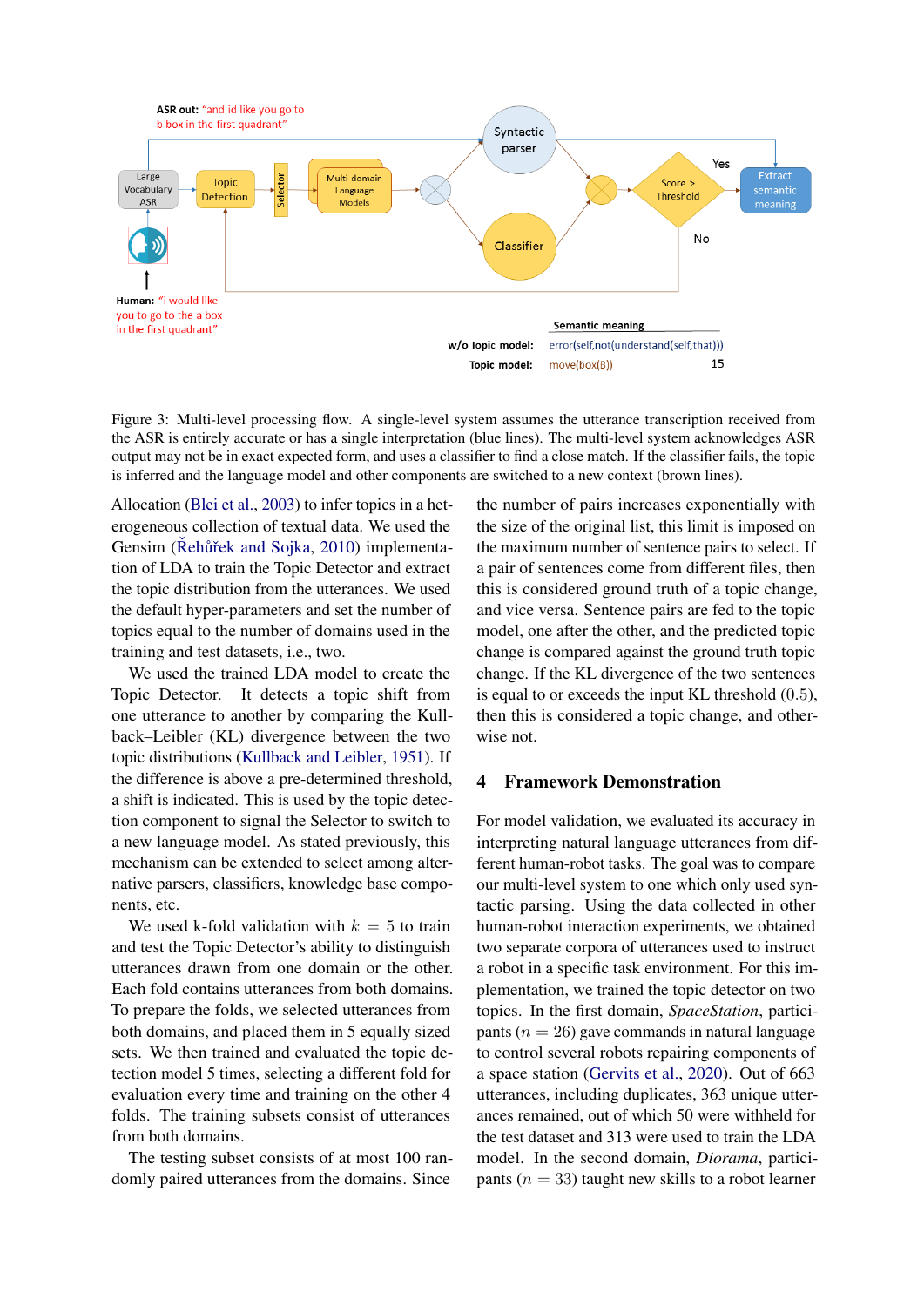Figure 3: Multi-level processing flow. A single-level system assumes the utterance transcription received from the ASR is entirely accurate or has a single interpretation (blue lines). The multi-level system acknowledges ASR output may not be in exact expected form, and uses a classifier to find a close match. If the classifier fails, the topic is inferred and the language model and other components are switched to a new context (brown lines).

Allocation (Blei et al., 2003) to infer topics in a heterogeneous collection of textual data. We used the Gensim (Řehůřek and Sojka, 2010) implementation of LDA to train the Topic Detector and extract the topic distribution from the utterances. We used the default hyper-parameters and set the number of topics equal to the number of domains used in the training and test datasets, i.e., two.

We used the trained LDA model to create the Topic Detector. It detects a topic shift from one utterance to another by comparing the Kullback–Leibler (KL) divergence between the two topic distributions (Kullback and Leibler, 1951). If the difference is above a pre-determined threshold, a shift is indicated. This is used by the topic detection component to signal the Selector to switch to a new language model. As stated previously, this mechanism can be extended to select among alternative parsers, classifiers, knowledge base components, etc.

We used k-fold validation with $k = 5$ to train and test the Topic Detector's ability to distinguish utterances drawn from one domain or the other. Each fold contains utterances from both domains. To prepare the folds, we selected utterances from both domains, and placed them in 5 equally sized sets. We then trained and evaluated the topic detection model 5 times, selecting a different fold for evaluation every time and training on the other 4 folds. The training subsets consist of utterances from both domains.

The testing subset consists of at most 100 randomly paired utterances from the domains. Since the number of pairs increases exponentially with the size of the original list, this limit is imposed on the maximum number of sentence pairs to select. If a pair of sentences come from different files, then this is considered ground truth of a topic change, and vice versa. Sentence pairs are fed to the topic model, one after the other, and the predicted topic change is compared against the ground truth topic change. If the KL divergence of the two sentences is equal to or exceeds the input KL threshold (0.5), then this is considered a topic change, and otherwise not.

## 4 Framework Demonstration

For model validation, we evaluated its accuracy in interpreting natural language utterances from different human-robot tasks. The goal was to compare our multi-level system to one which only used syntactic parsing. Using the data collected in other human-robot interaction experiments, we obtained two separate corpora of utterances used to instruct a robot in a specific task environment. For this implementation, we trained the topic detector on two topics. In the first domain, *SpaceStation*, participants ($n = 26$) gave commands in natural language to control several robots repairing components of a space station (Gervits et al., 2020). Out of 663 utterances, including duplicates, 363 unique utterances remained, out of which 50 were withheld for the test dataset and 313 were used to train the LDA model. In the second domain, *Diorama*, participants ($n = 33$) taught new skills to a robot learner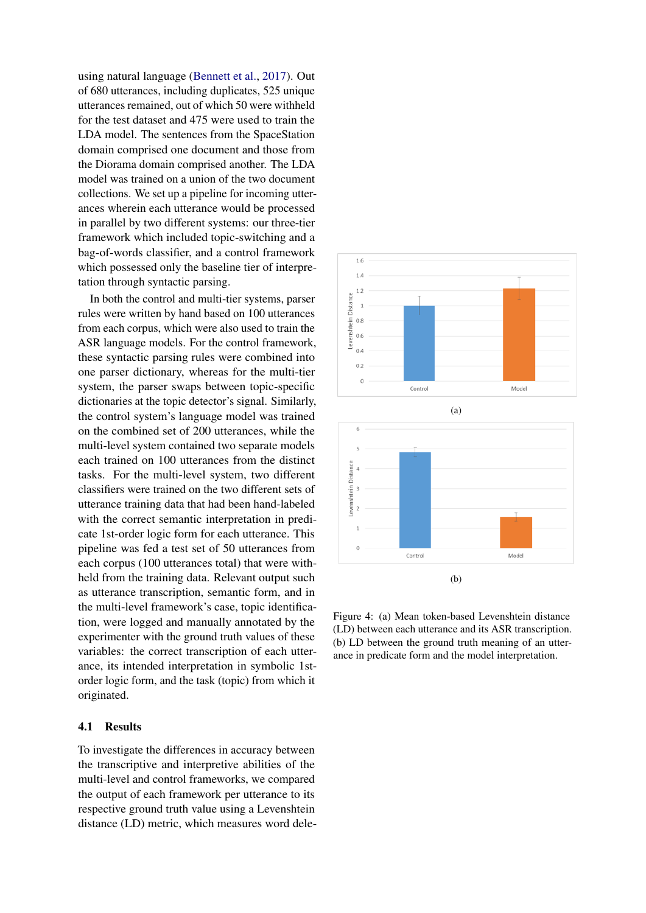using natural language (Bennett et al., 2017). Out of 680 utterances, including duplicates, 525 unique utterances remained, out of which 50 were withheld for the test dataset and 475 were used to train the LDA model. The sentences from the SpaceStation domain comprised one document and those from the Diorama domain comprised another. The LDA model was trained on a union of the two document collections. We set up a pipeline for incoming utterances wherein each utterance would be processed in parallel by two different systems: our three-tier framework which included topic-switching and a bag-of-words classifier, and a control framework which possessed only the baseline tier of interpretation through syntactic parsing.

In both the control and multi-tier systems, parser rules were written by hand based on 100 utterances from each corpus, which were also used to train the ASR language models. For the control framework, these syntactic parsing rules were combined into one parser dictionary, whereas for the multi-tier system, the parser swaps between topic-specific dictionaries at the topic detector's signal. Similarly, the control system's language model was trained on the combined set of 200 utterances, while the multi-level system contained two separate models each trained on 100 utterances from the distinct tasks. For the multi-level system, two different classifiers were trained on the two different sets of utterance training data that had been hand-labeled with the correct semantic interpretation in predicate 1st-order logic form for each utterance. This pipeline was fed a test set of 50 utterances from each corpus (100 utterances total) that were withheld from the training data. Relevant output such as utterance transcription, semantic form, and in the multi-level framework's case, topic identification, were logged and manually annotated by the experimenter with the ground truth values of these variables: the correct transcription of each utterance, its intended interpretation in symbolic 1st-order logic form, and the task (topic) from which it originated.

(a)

(b)

Figure 4: (a) Mean token-based Levenshtein distance (LD) between each utterance and its ASR transcription. (b) LD between the ground truth meaning of an utterance in predicate form and the model interpretation.

### 4.1 Results

To investigate the differences in accuracy between the transcriptive and interpretive abilities of the multi-level and control frameworks, we compared the output of each framework per utterance to its respective ground truth value using a Levenshtein distance (LD) metric, which measures word dele-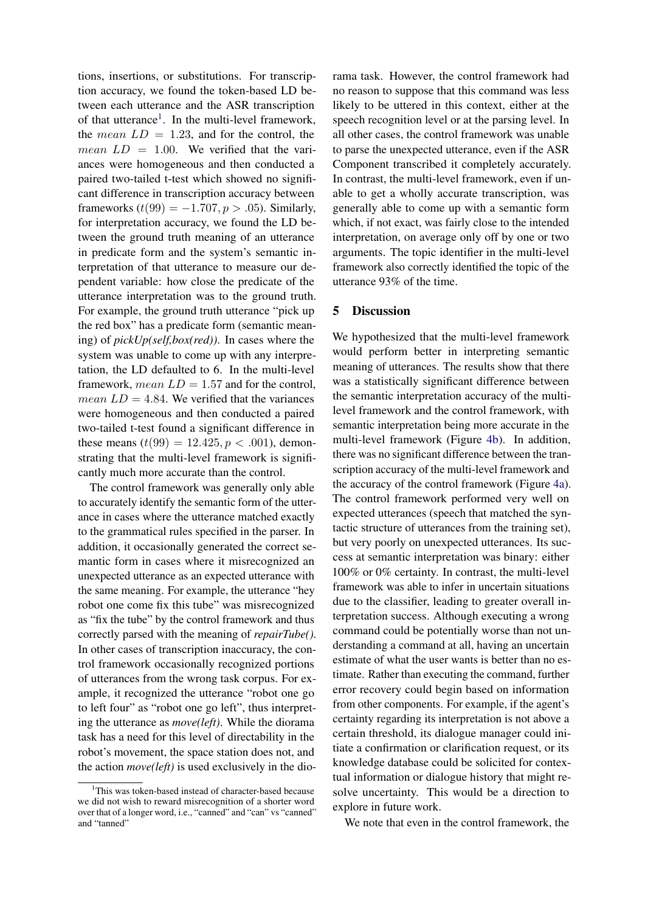tions, insertions, or substitutions. For transcription accuracy, we found the token-based LD between each utterance and the ASR transcription of that utterance[1]. In the multi-level framework, the $mean\ LD = 1.23$, and for the control, the $mean\ LD = 1.00$. We verified that the variances were homogeneous and then conducted a paired two-tailed t-test which showed no significant difference in transcription accuracy between frameworks ($t(99) = -1.707, p > .05$). Similarly, for interpretation accuracy, we found the LD between the ground truth meaning of an utterance in predicate form and the system's semantic interpretation of that utterance to measure our dependent variable: how close the predicate of the utterance interpretation was to the ground truth. For example, the ground truth utterance "pick up the red box" has a predicate form (semantic meaning) of *pickUp(self,box(red))*. In cases where the system was unable to come up with any interpretation, the LD defaulted to 6. In the multi-level framework, $mean\ LD = 1.57$ and for the control, $mean\ LD = 4.84$. We verified that the variances were homogeneous and then conducted a paired two-tailed t-test found a significant difference in these means ($t(99) = 12.425, p < .001$), demonstrating that the multi-level framework is significantly much more accurate than the control.

The control framework was generally only able to accurately identify the semantic form of the utterance in cases where the utterance matched exactly to the grammatical rules specified in the parser. In addition, it occasionally generated the correct semantic form in cases where it misrecognized an unexpected utterance as an expected utterance with the same meaning. For example, the utterance "hey robot one come fix this tube" was misrecognized as "fix the tube" by the control framework and thus correctly parsed with the meaning of *repairTube()*. In other cases of transcription inaccuracy, the control framework occasionally recognized portions of utterances from the wrong task corpus. For example, it recognized the utterance "robot one go to left four" as "robot one go left", thus interpreting the utterance as *move(left)*. While the diorama task has a need for this level of directability in the robot's movement, the space station does not, and the action *move(left)* is used exclusively in the diorama task. However, the control framework had no reason to suppose that this command was less likely to be uttered in this context, either at the speech recognition level or at the parsing level. In all other cases, the control framework was unable to parse the unexpected utterance, even if the ASR Component transcribed it completely accurately. In contrast, the multi-level framework, even if unable to get a wholly accurate transcription, was generally able to come up with a semantic form which, if not exact, was fairly close to the intended interpretation, on average only off by one or two arguments. The topic identifier in the multi-level framework also correctly identified the topic of the utterance 93% of the time.

## 5 Discussion

We hypothesized that the multi-level framework would perform better in interpreting semantic meaning of utterances. The results show that there was a statistically significant difference between the semantic interpretation accuracy of the multi-level framework and the control framework, with semantic interpretation being more accurate in the multi-level framework (Figure 4b). In addition, there was no significant difference between the transcription accuracy of the multi-level framework and the accuracy of the control framework (Figure 4a). The control framework performed very well on expected utterances (speech that matched the syntactic structure of utterances from the training set), but very poorly on unexpected utterances. Its success at semantic interpretation was binary: either 100% or 0% certainty. In contrast, the multi-level framework was able to infer in uncertain situations due to the classifier, leading to greater overall interpretation success. Although executing a wrong command could be potentially worse than not understanding a command at all, having an uncertain estimate of what the user wants is better than no estimate. Rather than executing the command, further error recovery could begin based on information from other components. For example, if the agent's certainty regarding its interpretation is not above a certain threshold, its dialogue manager could initiate a confirmation or clarification request, or its knowledge database could be solicited for contextual information or dialogue history that might resolve uncertainty. This would be a direction to explore in future work.

We note that even in the control framework, the

[1] This was token-based instead of character-based because we did not wish to reward misrecognition of a shorter word over that of a longer word, i.e., "canned" and "can" vs "canned" and "tanned"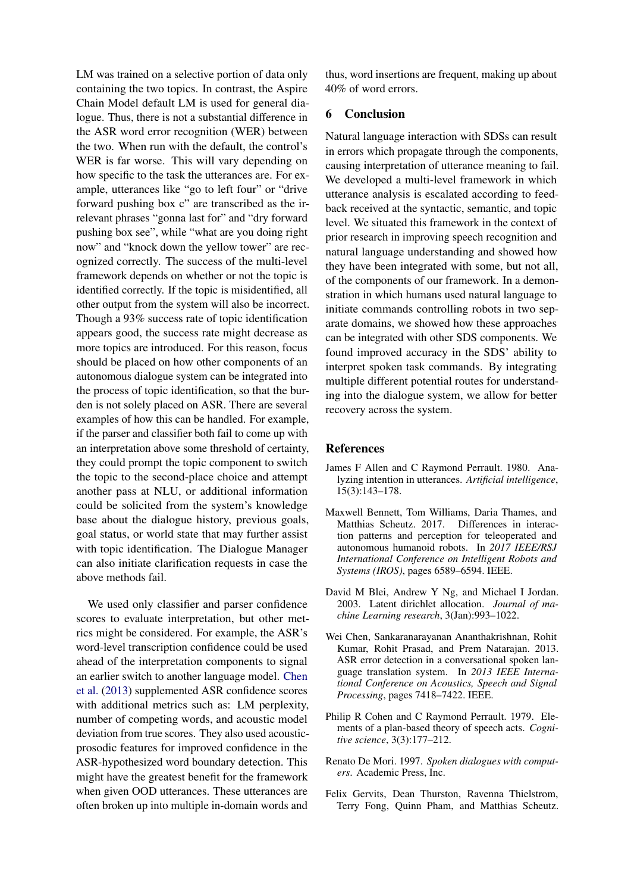LM was trained on a selective portion of data only containing the two topics. In contrast, the Aspire Chain Model default LM is used for general dialogue. Thus, there is not a substantial difference in the ASR word error recognition (WER) between the two. When run with the default, the control's WER is far worse. This will vary depending on how specific to the task the utterances are. For example, utterances like "go to left four" or "drive forward pushing box c" are transcribed as the irrelevant phrases "gonna last for" and "dry forward pushing box see", while "what are you doing right now" and "knock down the yellow tower" are recognized correctly. The success of the multi-level framework depends on whether or not the topic is identified correctly. If the topic is misidentified, all other output from the system will also be incorrect. Though a 93% success rate of topic identification appears good, the success rate might decrease as more topics are introduced. For this reason, focus should be placed on how other components of an autonomous dialogue system can be integrated into the process of topic identification, so that the burden is not solely placed on ASR. There are several examples of how this can be handled. For example, if the parser and classifier both fail to come up with an interpretation above some threshold of certainty, they could prompt the topic component to switch the topic to the second-place choice and attempt another pass at NLU, or additional information could be solicited from the system's knowledge base about the dialogue history, previous goals, goal status, or world state that may further assist with topic identification. The Dialogue Manager can also initiate clarification requests in case the above methods fail.

We used only classifier and parser confidence scores to evaluate interpretation, but other metrics might be considered. For example, the ASR's word-level transcription confidence could be used ahead of the interpretation components to signal an earlier switch to another language model. Chen et al. (2013) supplemented ASR confidence scores with additional metrics such as: LM perplexity, number of competing words, and acoustic model deviation from true scores. They also used acoustic-prosodic features for improved confidence in the ASR-hypothesized word boundary detection. This might have the greatest benefit for the framework when given OOD utterances. These utterances are often broken up into multiple in-domain words and thus, word insertions are frequent, making up about 40% of word errors.

## 6 Conclusion

Natural language interaction with SDSs can result in errors which propagate through the components, causing interpretation of utterance meaning to fail. We developed a multi-level framework in which utterance analysis is escalated according to feedback received at the syntactic, semantic, and topic level. We situated this framework in the context of prior research in improving speech recognition and natural language understanding and showed how they have been integrated with some, but not all, of the components of our framework. In a demonstration in which humans used natural language to initiate commands controlling robots in two separate domains, we showed how these approaches can be integrated with other SDS components. We found improved accuracy in the SDS' ability to interpret spoken task commands. By integrating multiple different potential routes for understanding into the dialogue system, we allow for better recovery across the system.

## References

James F Allen and C Raymond Perrault. 1980. Analyzing intention in utterances. *Artificial intelligence*, 15(3):143–178.

Maxwell Bennett, Tom Williams, Daria Thames, and Matthias Scheutz. 2017. Differences in interaction patterns and perception for teleoperated and autonomous humanoid robots. In *2017 IEEE/RSJ International Conference on Intelligent Robots and Systems (IROS)*, pages 6589–6594. IEEE.

David M Blei, Andrew Y Ng, and Michael I Jordan. 2003. Latent dirichlet allocation. *Journal of machine Learning research*, 3(Jan):993–1022.

Wei Chen, Sankaranarayanan Ananthakrishnan, Rohit Kumar, Rohit Prasad, and Prem Natarajan. 2013. ASR error detection in a conversational spoken language translation system. In *2013 IEEE International Conference on Acoustics, Speech and Signal Processing*, pages 7418–7422. IEEE.

Philip R Cohen and C Raymond Perrault. 1979. Elements of a plan-based theory of speech acts. *Cognitive science*, 3(3):177–212.

Renato De Mori. 1997. *Spoken dialogues with computers*. Academic Press, Inc.

Felix Gervits, Dean Thurston, Ravenna Thielstrom, Terry Fong, Quinn Pham, and Matthias Scheutz.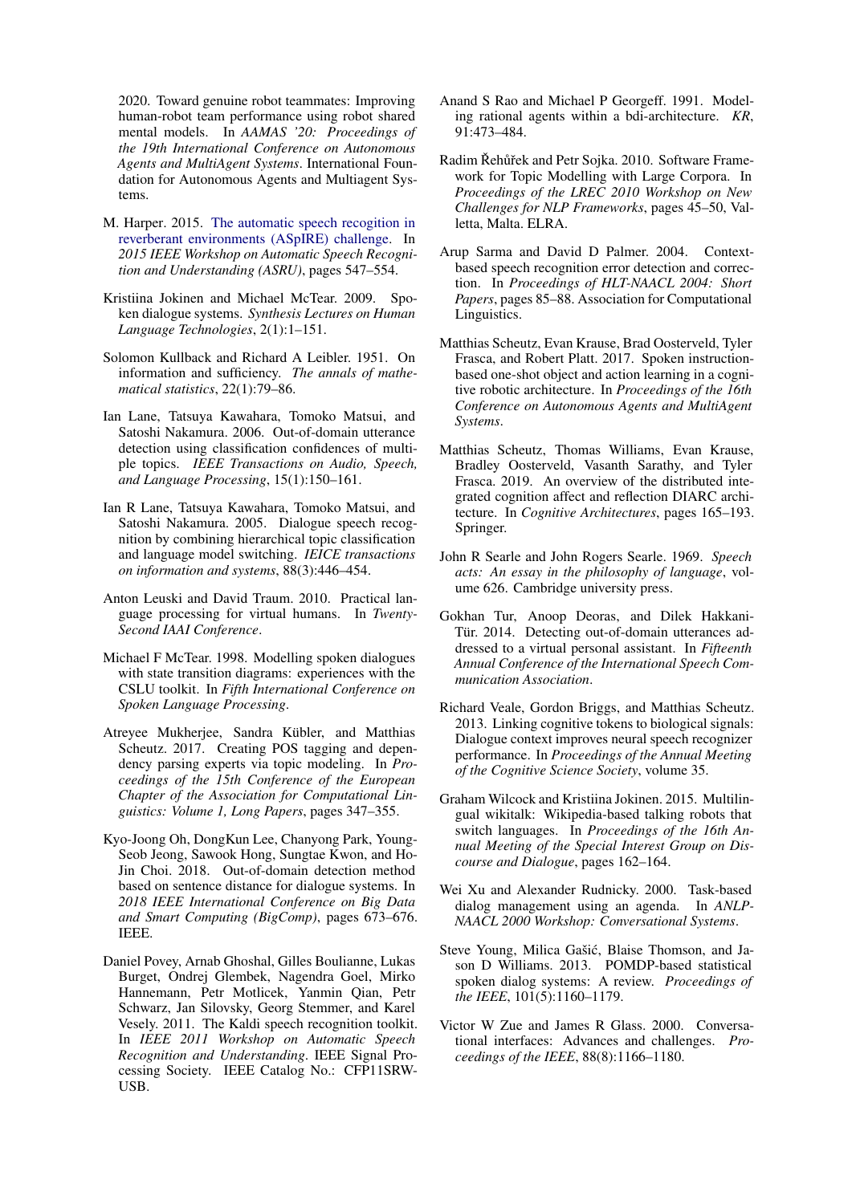2020. Toward genuine robot teammates: Improving human-robot team performance using robot shared mental models. In *AAMAS '20: Proceedings of the 19th International Conference on Autonomous Agents and MultiAgent Systems*. International Foundation for Autonomous Agents and Multiagent Systems.

M. Harper. 2015. The automatic speech recognition in reverberant environments (ASpIRE) challenge. In *2015 IEEE Workshop on Automatic Speech Recognition and Understanding (ASRU)*, pages 547–554.

Kristiina Jokinen and Michael McTear. 2009. Spoken dialogue systems. *Synthesis Lectures on Human Language Technologies*, 2(1):1–151.

Solomon Kullback and Richard A Leibler. 1951. On information and sufficiency. *The annals of mathematical statistics*, 22(1):79–86.

Ian Lane, Tatsuya Kawahara, Tomoko Matsui, and Satoshi Nakamura. 2006. Out-of-domain utterance detection using classification confidences of multiple topics. *IEEE Transactions on Audio, Speech, and Language Processing*, 15(1):150–161.

Ian R Lane, Tatsuya Kawahara, Tomoko Matsui, and Satoshi Nakamura. 2005. Dialogue speech recognition by combining hierarchical topic classification and language model switching. *IEICE transactions on information and systems*, 88(3):446–454.

Anton Leuski and David Traum. 2010. Practical language processing for virtual humans. In *Twenty-Second IAAI Conference*.

Michael F McTear. 1998. Modelling spoken dialogues with state transition diagrams: experiences with the CSLU toolkit. In *Fifth International Conference on Spoken Language Processing*.

Atreyee Mukherjee, Sandra Kübler, and Matthias Scheutz. 2017. Creating POS tagging and dependency parsing experts via topic modeling. In *Proceedings of the 15th Conference of the European Chapter of the Association for Computational Linguistics: Volume 1, Long Papers*, pages 347–355.

Kyo-Joong Oh, DongKun Lee, Chanyong Park, Young-Seob Jeong, Sawook Hong, Sungtae Kwon, and Ho-Jin Choi. 2018. Out-of-domain detection method based on sentence distance for dialogue systems. In *2018 IEEE International Conference on Big Data and Smart Computing (BigComp)*, pages 673–676. IEEE.

Daniel Povey, Arnab Ghoshal, Gilles Boulianne, Lukas Burget, Ondrej Glembek, Nagendra Goel, Mirko Hannemann, Petr Motlicek, Yanmin Qian, Petr Schwarz, Jan Silovsky, Georg Stemmer, and Karel Vesely. 2011. The Kaldi speech recognition toolkit. In *IEEE 2011 Workshop on Automatic Speech Recognition and Understanding*. IEEE Signal Processing Society. IEEE Catalog No.: CFP11SRW-USB.

Anand S Rao and Michael P Georgeff. 1991. Modeling rational agents within a bdi-architecture. *KR*, 91:473–484.

Radim Řehůřek and Petr Sojka. 2010. Software Framework for Topic Modelling with Large Corpora. In *Proceedings of the LREC 2010 Workshop on New Challenges for NLP Frameworks*, pages 45–50, Valletta, Malta. ELRA.

Arup Sarma and David D Palmer. 2004. Context-based speech recognition error detection and correction. In *Proceedings of HLT-NAACL 2004: Short Papers*, pages 85–88. Association for Computational Linguistics.

Matthias Scheutz, Evan Krause, Brad Oosterveld, Tyler Frasca, and Robert Platt. 2017. Spoken instruction-based one-shot object and action learning in a cognitive robotic architecture. In *Proceedings of the 16th Conference on Autonomous Agents and MultiAgent Systems*.

Matthias Scheutz, Thomas Williams, Evan Krause, Bradley Oosterveld, Vasanth Sarathy, and Tyler Frasca. 2019. An overview of the distributed integrated cognition affect and reflection DIARC architecture. In *Cognitive Architectures*, pages 165–193. Springer.

John R Searle and John Rogers Searle. 1969. *Speech acts: An essay in the philosophy of language*, volume 626. Cambridge university press.

Gokhan Tur, Anoop Deoras, and Dilek Hakkani-Tür. 2014. Detecting out-of-domain utterances addressed to a virtual personal assistant. In *Fifteenth Annual Conference of the International Speech Communication Association*.

Richard Veale, Gordon Briggs, and Matthias Scheutz. 2013. Linking cognitive tokens to biological signals: Dialogue context improves neural speech recognizer performance. In *Proceedings of the Annual Meeting of the Cognitive Science Society*, volume 35.

Graham Wilcock and Kristiina Jokinen. 2015. Multilingual wikitalk: Wikipedia-based talking robots that switch languages. In *Proceedings of the 16th Annual Meeting of the Special Interest Group on Discourse and Dialogue*, pages 162–164.

Wei Xu and Alexander Rudnicky. 2000. Task-based dialog management using an agenda. In *ANLP-NAACL 2000 Workshop: Conversational Systems*.

Steve Young, Milica Gašić, Blaise Thomson, and Jason D Williams. 2013. POMDP-based statistical spoken dialog systems: A review. *Proceedings of the IEEE*, 101(5):1160–1179.

Victor W Zue and James R Glass. 2000. Conversational interfaces: Advances and challenges. *Proceedings of the IEEE*, 88(8):1166–1180.